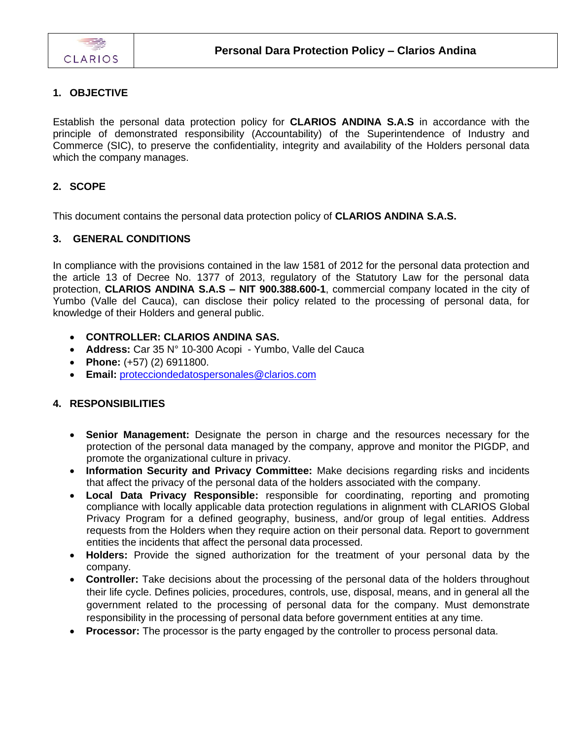# Personal Dara Protection Policy – Clarios Andina

## 1. OBJECTIVE

Establish the personal data protection policy for **CLARIOS ANDINA S.A.S** in accordance with the principle of demonstrated responsibility (Accountability) of the Superintendence of Industry and Commerce (SIC), to preserve the confidentiality, integrity and availability of the Holders personal data which the company manages.

## 2. SCOPE

This document contains the personal data protection policy of **CLARIOS ANDINA S.A.S.**

## 3. GENERAL CONDITIONS

In compliance with the provisions contained in the law 1581 of 2012 for the personal data protection and the article 13 of Decree No. 1377 of 2013, regulatory of the Statutory Law for the personal data protection, **CLARIOS ANDINA S.A.S – NIT 900.388.600-1**, commercial company located in the city of Yumbo (Valle del Cauca), can disclose their policy related to the processing of personal data, for knowledge of their Holders and general public.

- **CONTROLLER: CLARIOS ANDINA SAS.**
- **Address:** Car 35 N° 10-300 Acopi - Yumbo, Valle del Cauca
- **Phone:** (+57) (2) 6911800.
- **Email:** proteccióndedatospersonales@clarios.com

## 4. RESPONSIBILITIES

- **Senior Management:** Designate the person in charge and the resources necessary for the protection of the personal data managed by the company, approve and monitor the PIGDP, and promote the organizational culture in privacy.
- **Information Security and Privacy Committee:** Make decisions regarding risks and incidents that affect the privacy of the personal data of the holders associated with the company.
- **Local Data Privacy Responsible:** responsible for coordinating, reporting and promoting compliance with locally applicable data protection regulations in alignment with CLARIOS Global Privacy Program for a defined geography, business, and/or group of legal entities. Address requests from the Holders when they require action on their personal data. Report to government entities the incidents that affect the personal data processed.
- **Holders:** Provide the signed authorization for the treatment of your personal data by the company.
- **Controller:** Take decisions about the processing of the personal data of the holders throughout their life cycle. Defines policies, procedures, controls, use, disposal, means, and in general all the government related to the processing of personal data for the company. Must demonstrate responsibility in the processing of personal data before government entities at any time.
- **Processor:** The processor is the party engaged by the controller to process personal data.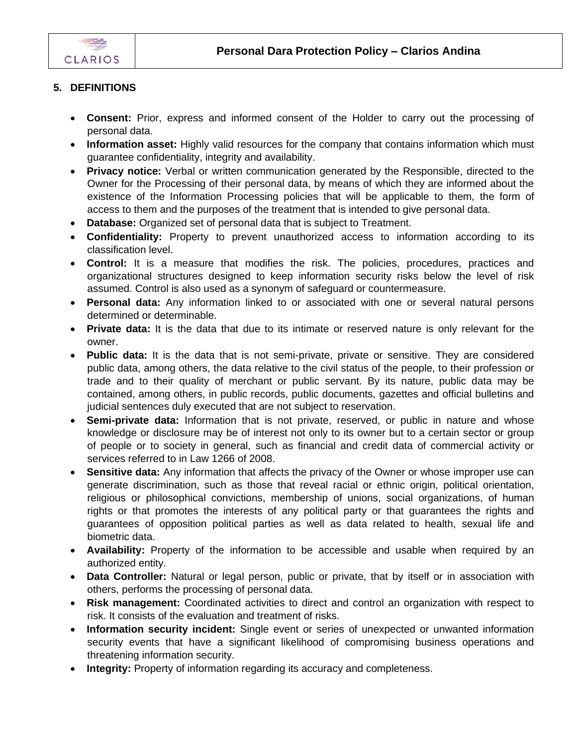## 5. DEFINITIONS

- **Consent:** Prior, express and informed consent of the Holder to carry out the processing of personal data.
- **Information asset:** Highly valid resources for the company that contains information which must guarantee confidentiality, integrity and availability.
- **Privacy notice:** Verbal or written communication generated by the Responsible, directed to the Owner for the Processing of their personal data, by means of which they are informed about the existence of the Information Processing policies that will be applicable to them, the form of access to them and the purposes of the treatment that is intended to give personal data.
- **Database:** Organized set of personal data that is subject to Treatment.
- **Confidentiality:** Property to prevent unauthorized access to information according to its classification level.
- **Control:** It is a measure that modifies the risk. The policies, procedures, practices and organizational structures designed to keep information security risks below the level of risk assumed. Control is also used as a synonym of safeguard or countermeasure.
- **Personal data:** Any information linked to or associated with one or several natural persons determined or determinable.
- **Private data:** It is the data that due to its intimate or reserved nature is only relevant for the owner.
- **Public data:** It is the data that is not semi-private, private or sensitive. They are considered public data, among others, the data relative to the civil status of the people, to their profession or trade and to their quality of merchant or public servant. By its nature, public data may be contained, among others, in public records, public documents, gazettes and official bulletins and judicial sentences duly executed that are not subject to reservation.
- **Semi-private data:** Information that is not private, reserved, or public in nature and whose knowledge or disclosure may be of interest not only to its owner but to a certain sector or group of people or to society in general, such as financial and credit data of commercial activity or services referred to in Law 1266 of 2008.
- **Sensitive data:** Any information that affects the privacy of the Owner or whose improper use can generate discrimination, such as those that reveal racial or ethnic origin, political orientation, religious or philosophical convictions, membership of unions, social organizations, of human rights or that promotes the interests of any political party or that guarantees the rights and guarantees of opposition political parties as well as data related to health, sexual life and biometric data.
- **Availability:** Property of the information to be accessible and usable when required by an authorized entity.
- **Data Controller:** Natural or legal person, public or private, that by itself or in association with others, performs the processing of personal data.
- **Risk management:** Coordinated activities to direct and control an organization with respect to risk. It consists of the evaluation and treatment of risks.
- **Information security incident:** Single event or series of unexpected or unwanted information security events that have a significant likelihood of compromising business operations and threatening information security.
- **Integrity:** Property of information regarding its accuracy and completeness.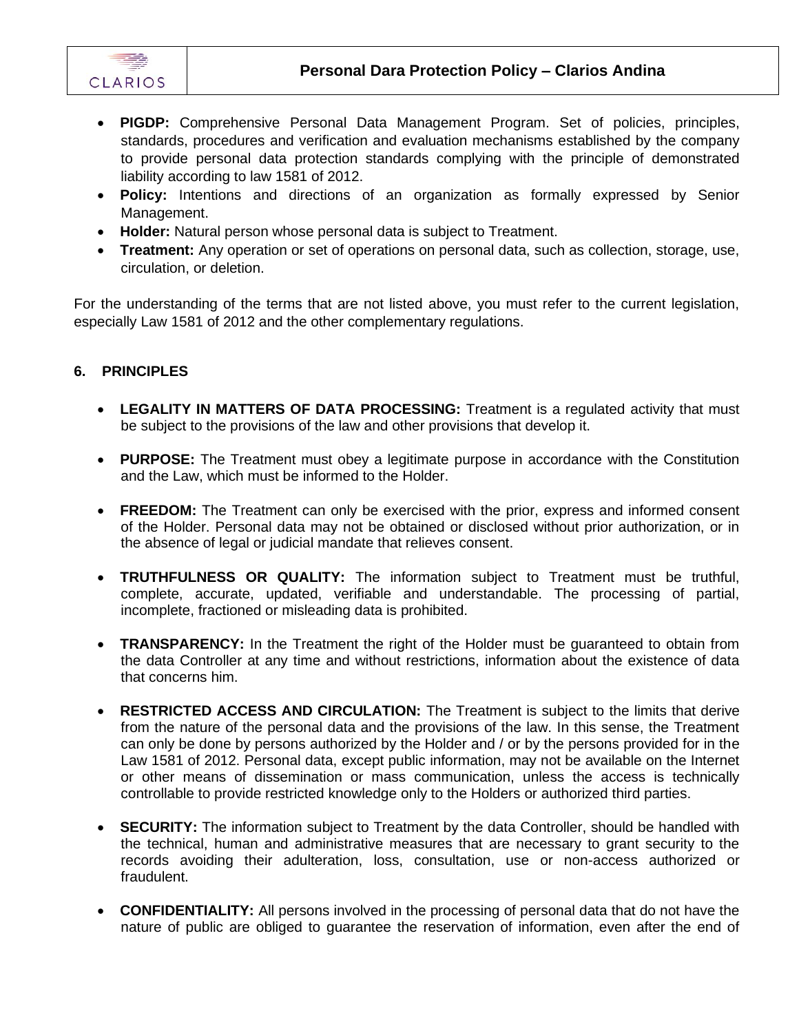- **PIGDP:** Comprehensive Personal Data Management Program. Set of policies, principles, standards, procedures and verification and evaluation mechanisms established by the company to provide personal data protection standards complying with the principle of demonstrated liability according to law 1581 of 2012.
- **Policy:** Intentions and directions of an organization as formally expressed by Senior Management.
- **Holder:** Natural person whose personal data is subject to Treatment.
- **Treatment:** Any operation or set of operations on personal data, such as collection, storage, use, circulation, or deletion.

For the understanding of the terms that are not listed above, you must refer to the current legislation, especially Law 1581 of 2012 and the other complementary regulations.

## 6. PRINCIPLES

- **LEGALITY IN MATTERS OF DATA PROCESSING:** Treatment is a regulated activity that must be subject to the provisions of the law and other provisions that develop it.

- **PURPOSE:** The Treatment must obey a legitimate purpose in accordance with the Constitution and the Law, which must be informed to the Holder.

- **FREEDOM:** The Treatment can only be exercised with the prior, express and informed consent of the Holder. Personal data may not be obtained or disclosed without prior authorization, or in the absence of legal or judicial mandate that relieves consent.

- **TRUTHFULNESS OR QUALITY:** The information subject to Treatment must be truthful, complete, accurate, updated, verifiable and understandable. The processing of partial, incomplete, fractioned or misleading data is prohibited.

- **TRANSPARENCY:** In the Treatment the right of the Holder must be guaranteed to obtain from the data Controller at any time and without restrictions, information about the existence of data that concerns him.

- **RESTRICTED ACCESS AND CIRCULATION:** The Treatment is subject to the limits that derive from the nature of the personal data and the provisions of the law. In this sense, the Treatment can only be done by persons authorized by the Holder and / or by the persons provided for in the Law 1581 of 2012. Personal data, except public information, may not be available on the Internet or other means of dissemination or mass communication, unless the access is technically controllable to provide restricted knowledge only to the Holders or authorized third parties.

- **SECURITY:** The information subject to Treatment by the data Controller, should be handled with the technical, human and administrative measures that are necessary to grant security to the records avoiding their adulteration, loss, consultation, use or non-access authorized or fraudulent.

- **CONFIDENTIALITY:** All persons involved in the processing of personal data that do not have the nature of public are obliged to guarantee the reservation of information, even after the end of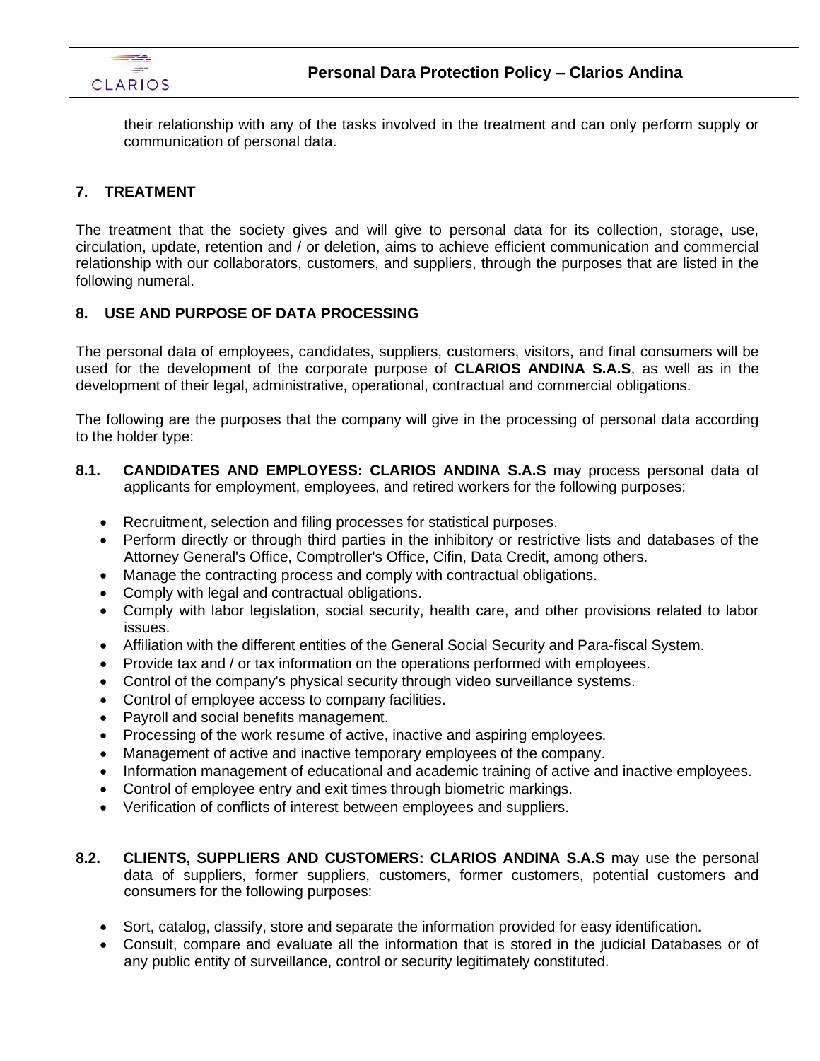their relationship with any of the tasks involved in the treatment and can only perform supply or communication of personal data.

## 7. TREATMENT

The treatment that the society gives and will give to personal data for its collection, storage, use, circulation, update, retention and / or deletion, aims to achieve efficient communication and commercial relationship with our collaborators, customers, and suppliers, through the purposes that are listed in the following numeral.

## 8. USE AND PURPOSE OF DATA PROCESSING

The personal data of employees, candidates, suppliers, customers, visitors, and final consumers will be used for the development of the corporate purpose of **CLARIOS ANDINA S.A.S**, as well as in the development of their legal, administrative, operational, contractual and commercial obligations.

The following are the purposes that the company will give in the processing of personal data according to the holder type:

**8.1. CANDIDATES AND EMPLOYESS: CLARIOS ANDINA S.A.S** may process personal data of applicants for employment, employees, and retired workers for the following purposes:

- Recruitment, selection and filing processes for statistical purposes.
- Perform directly or through third parties in the inhibitory or restrictive lists and databases of the Attorney General's Office, Comptroller's Office, Cifin, Data Credit, among others.
- Manage the contracting process and comply with contractual obligations.
- Comply with legal and contractual obligations.
- Comply with labor legislation, social security, health care, and other provisions related to labor issues.
- Affiliation with the different entities of the General Social Security and Para-fiscal System.
- Provide tax and / or tax information on the operations performed with employees.
- Control of the company's physical security through video surveillance systems.
- Control of employee access to company facilities.
- Payroll and social benefits management.
- Processing of the work resume of active, inactive and aspiring employees.
- Management of active and inactive temporary employees of the company.
- Information management of educational and academic training of active and inactive employees.
- Control of employee entry and exit times through biometric markings.
- Verification of conflicts of interest between employees and suppliers.

**8.2. CLIENTS, SUPPLIERS AND CUSTOMERS: CLARIOS ANDINA S.A.S** may use the personal data of suppliers, former suppliers, customers, former customers, potential customers and consumers for the following purposes:

- Sort, catalog, classify, store and separate the information provided for easy identification.
- Consult, compare and evaluate all the information that is stored in the judicial Databases or of any public entity of surveillance, control or security legitimately constituted.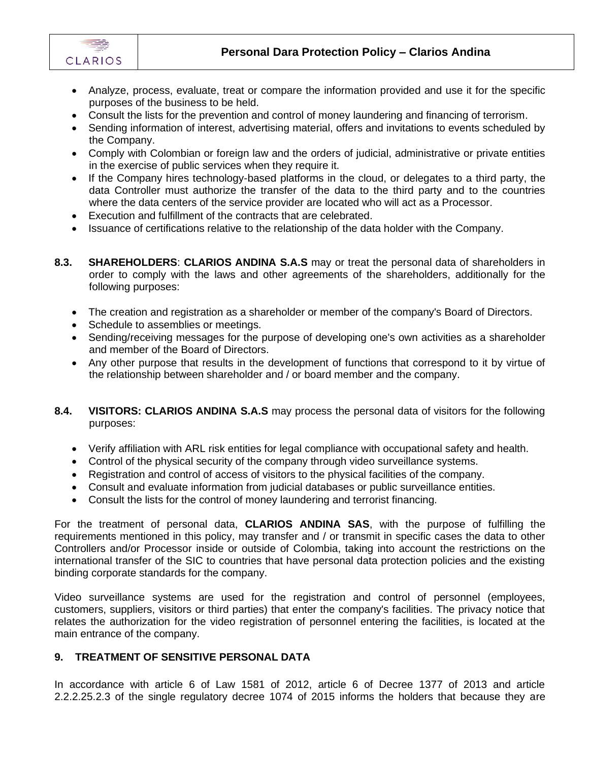- Analyze, process, evaluate, treat or compare the information provided and use it for the specific purposes of the business to be held.
- Consult the lists for the prevention and control of money laundering and financing of terrorism.
- Sending information of interest, advertising material, offers and invitations to events scheduled by the Company.
- Comply with Colombian or foreign law and the orders of judicial, administrative or private entities in the exercise of public services when they require it.
- If the Company hires technology-based platforms in the cloud, or delegates to a third party, the data Controller must authorize the transfer of the data to the third party and to the countries where the data centers of the service provider are located who will act as a Processor.
- Execution and fulfillment of the contracts that are celebrated.
- Issuance of certifications relative to the relationship of the data holder with the Company.

**8.3. SHAREHOLDERS**: **CLARIOS ANDINA S.A.S** may or treat the personal data of shareholders in order to comply with the laws and other agreements of the shareholders, additionally for the following purposes:

- The creation and registration as a shareholder or member of the company's Board of Directors.
- Schedule to assemblies or meetings.
- Sending/receiving messages for the purpose of developing one's own activities as a shareholder and member of the Board of Directors.
- Any other purpose that results in the development of functions that correspond to it by virtue of the relationship between shareholder and / or board member and the company.

**8.4. VISITORS: CLARIOS ANDINA S.A.S** may process the personal data of visitors for the following purposes:

- Verify affiliation with ARL risk entities for legal compliance with occupational safety and health.
- Control of the physical security of the company through video surveillance systems.
- Registration and control of access of visitors to the physical facilities of the company.
- Consult and evaluate information from judicial databases or public surveillance entities.
- Consult the lists for the control of money laundering and terrorist financing.

For the treatment of personal data, **CLARIOS ANDINA SAS**, with the purpose of fulfilling the requirements mentioned in this policy, may transfer and / or transmit in specific cases the data to other Controllers and/or Processor inside or outside of Colombia, taking into account the restrictions on the international transfer of the SIC to countries that have personal data protection policies and the existing binding corporate standards for the company.

Video surveillance systems are used for the registration and control of personnel (employees, customers, suppliers, visitors or third parties) that enter the company's facilities. The privacy notice that relates the authorization for the video registration of personnel entering the facilities, is located at the main entrance of the company.

## 9. TREATMENT OF SENSITIVE PERSONAL DATA

In accordance with article 6 of Law 1581 of 2012, article 6 of Decree 1377 of 2013 and article 2.2.2.25.2.3 of the single regulatory decree 1074 of 2015 informs the holders that because they are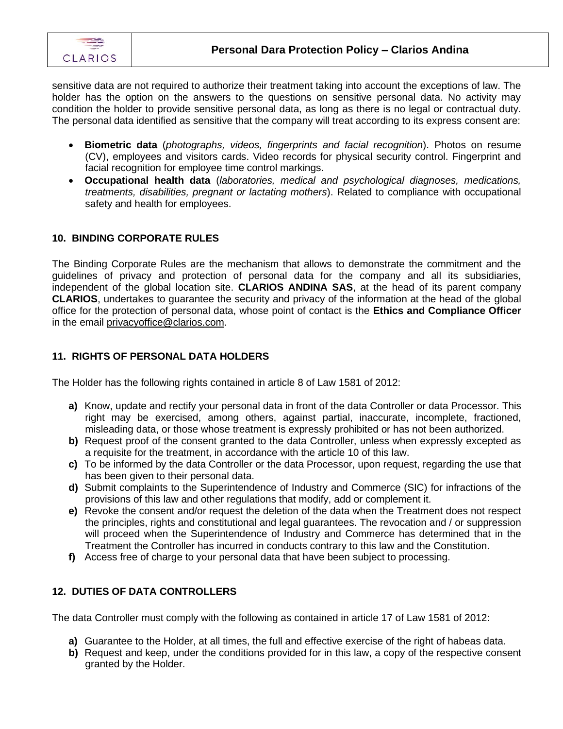sensitive data are not required to authorize their treatment taking into account the exceptions of law. The holder has the option on the answers to the questions on sensitive personal data. No activity may condition the holder to provide sensitive personal data, as long as there is no legal or contractual duty. The personal data identified as sensitive that the company will treat according to its express consent are:

- **Biometric data** (*photographs, videos, fingerprints and facial recognition*). Photos on resume (CV), employees and visitors cards. Video records for physical security control. Fingerprint and facial recognition for employee time control markings.
- **Occupational health data** (*laboratories, medical and psychological diagnoses, medications, treatments, disabilities, pregnant or lactating mothers*). Related to compliance with occupational safety and health for employees.

## 10. BINDING CORPORATE RULES

The Binding Corporate Rules are the mechanism that allows to demonstrate the commitment and the guidelines of privacy and protection of personal data for the company and all its subsidiaries, independent of the global location site. **CLARIOS ANDINA SAS**, at the head of its parent company **CLARIOS**, undertakes to guarantee the security and privacy of the information at the head of the global office for the protection of personal data, whose point of contact is the **Ethics and Compliance Officer** in the email privacyoffice@clarios.com.

## 11. RIGHTS OF PERSONAL DATA HOLDERS

The Holder has the following rights contained in article 8 of Law 1581 of 2012:

**a)** Know, update and rectify your personal data in front of the data Controller or data Processor. This right may be exercised, among others, against partial, inaccurate, incomplete, fractioned, misleading data, or those whose treatment is expressly prohibited or has not been authorized.
**b)** Request proof of the consent granted to the data Controller, unless when expressly excepted as a requisite for the treatment, in accordance with the article 10 of this law.
**c)** To be informed by the data Controller or the data Processor, upon request, regarding the use that has been given to their personal data.
**d)** Submit complaints to the Superintendence of Industry and Commerce (SIC) for infractions of the provisions of this law and other regulations that modify, add or complement it.
**e)** Revoke the consent and/or request the deletion of the data when the Treatment does not respect the principles, rights and constitutional and legal guarantees. The revocation and / or suppression will proceed when the Superintendence of Industry and Commerce has determined that in the Treatment the Controller has incurred in conducts contrary to this law and the Constitution.
**f)** Access free of charge to your personal data that have been subject to processing.

## 12. DUTIES OF DATA CONTROLLERS

The data Controller must comply with the following as contained in article 17 of Law 1581 of 2012:

**a)** Guarantee to the Holder, at all times, the full and effective exercise of the right of habeas data.
**b)** Request and keep, under the conditions provided for in this law, a copy of the respective consent granted by the Holder.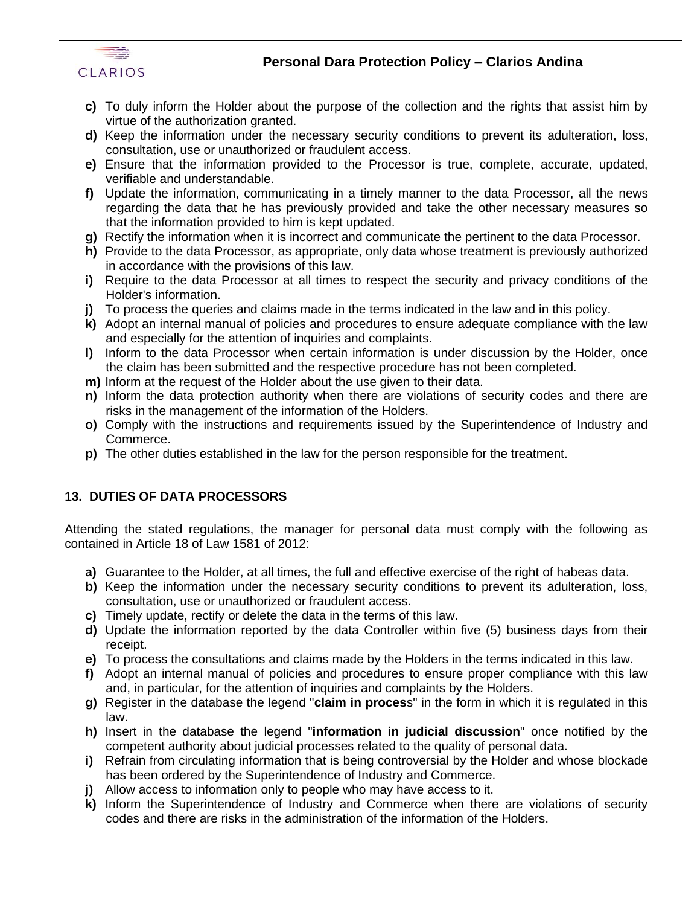**c)** To duly inform the Holder about the purpose of the collection and the rights that assist him by virtue of the authorization granted.

**d)** Keep the information under the necessary security conditions to prevent its adulteration, loss, consultation, use or unauthorized or fraudulent access.

**e)** Ensure that the information provided to the Processor is true, complete, accurate, updated, verifiable and understandable.

**f)** Update the information, communicating in a timely manner to the data Processor, all the news regarding the data that he has previously provided and take the other necessary measures so that the information provided to him is kept updated.

**g)** Rectify the information when it is incorrect and communicate the pertinent to the data Processor.

**h)** Provide to the data Processor, as appropriate, only data whose treatment is previously authorized in accordance with the provisions of this law.

**i)** Require to the data Processor at all times to respect the security and privacy conditions of the Holder's information.

**j)** To process the queries and claims made in the terms indicated in the law and in this policy.

**k)** Adopt an internal manual of policies and procedures to ensure adequate compliance with the law and especially for the attention of inquiries and complaints.

**l)** Inform to the data Processor when certain information is under discussion by the Holder, once the claim has been submitted and the respective procedure has not been completed.

**m)** Inform at the request of the Holder about the use given to their data.

**n)** Inform the data protection authority when there are violations of security codes and there are risks in the management of the information of the Holders.

**o)** Comply with the instructions and requirements issued by the Superintendence of Industry and Commerce.

**p)** The other duties established in the law for the person responsible for the treatment.

## 13. DUTIES OF DATA PROCESSORS

Attending the stated regulations, the manager for personal data must comply with the following as contained in Article 18 of Law 1581 of 2012:

**a)** Guarantee to the Holder, at all times, the full and effective exercise of the right of habeas data.

**b)** Keep the information under the necessary security conditions to prevent its adulteration, loss, consultation, use or unauthorized or fraudulent access.

**c)** Timely update, rectify or delete the data in the terms of this law.

**d)** Update the information reported by the data Controller within five (5) business days from their receipt.

**e)** To process the consultations and claims made by the Holders in the terms indicated in this law.

**f)** Adopt an internal manual of policies and procedures to ensure proper compliance with this law and, in particular, for the attention of inquiries and complaints by the Holders.

**g)** Register in the database the legend "**claim in process**" in the form in which it is regulated in this law.

**h)** Insert in the database the legend "**information in judicial discussion**" once notified by the competent authority about judicial processes related to the quality of personal data.

**i)** Refrain from circulating information that is being controversial by the Holder and whose blockade has been ordered by the Superintendence of Industry and Commerce.

**j)** Allow access to information only to people who may have access to it.

**k)** Inform the Superintendence of Industry and Commerce when there are violations of security codes and there are risks in the administration of the information of the Holders.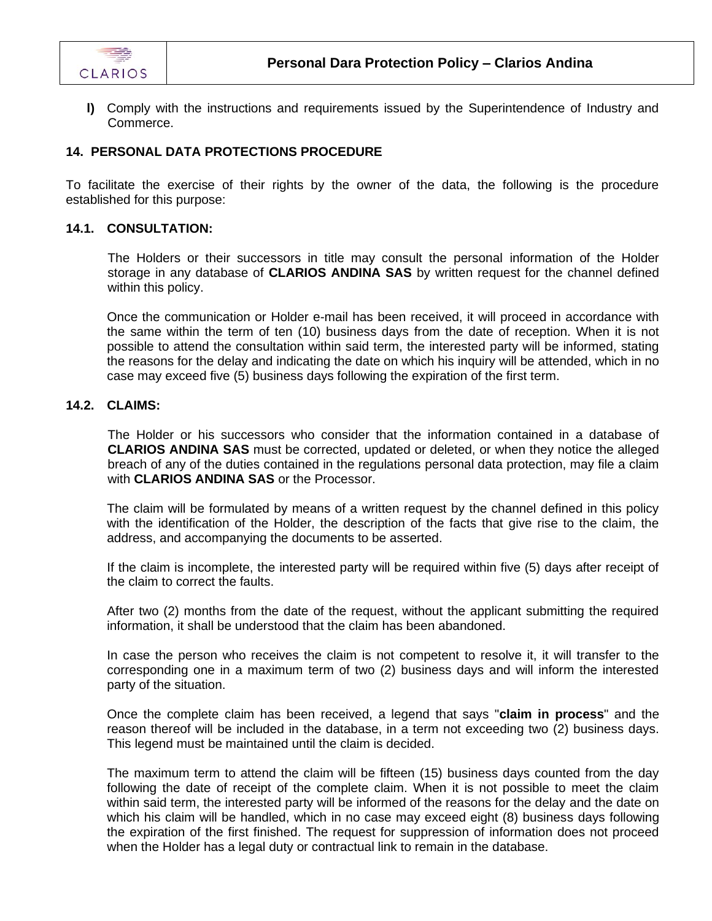**l)** Comply with the instructions and requirements issued by the Superintendence of Industry and Commerce.

## 14. PERSONAL DATA PROTECTIONS PROCEDURE

To facilitate the exercise of their rights by the owner of the data, the following is the procedure established for this purpose:

### 14.1. CONSULTATION:

The Holders or their successors in title may consult the personal information of the Holder storage in any database of **CLARIOS ANDINA SAS** by written request for the channel defined within this policy.

Once the communication or Holder e-mail has been received, it will proceed in accordance with the same within the term of ten (10) business days from the date of reception. When it is not possible to attend the consultation within said term, the interested party will be informed, stating the reasons for the delay and indicating the date on which his inquiry will be attended, which in no case may exceed five (5) business days following the expiration of the first term.

### 14.2. CLAIMS:

The Holder or his successors who consider that the information contained in a database of **CLARIOS ANDINA SAS** must be corrected, updated or deleted, or when they notice the alleged breach of any of the duties contained in the regulations personal data protection, may file a claim with **CLARIOS ANDINA SAS** or the Processor.

The claim will be formulated by means of a written request by the channel defined in this policy with the identification of the Holder, the description of the facts that give rise to the claim, the address, and accompanying the documents to be asserted.

If the claim is incomplete, the interested party will be required within five (5) days after receipt of the claim to correct the faults.

After two (2) months from the date of the request, without the applicant submitting the required information, it shall be understood that the claim has been abandoned.

In case the person who receives the claim is not competent to resolve it, it will transfer to the corresponding one in a maximum term of two (2) business days and will inform the interested party of the situation.

Once the complete claim has been received, a legend that says "**claim in process**" and the reason thereof will be included in the database, in a term not exceeding two (2) business days. This legend must be maintained until the claim is decided.

The maximum term to attend the claim will be fifteen (15) business days counted from the day following the date of receipt of the complete claim. When it is not possible to meet the claim within said term, the interested party will be informed of the reasons for the delay and the date on which his claim will be handled, which in no case may exceed eight (8) business days following the expiration of the first finished. The request for suppression of information does not proceed when the Holder has a legal duty or contractual link to remain in the database.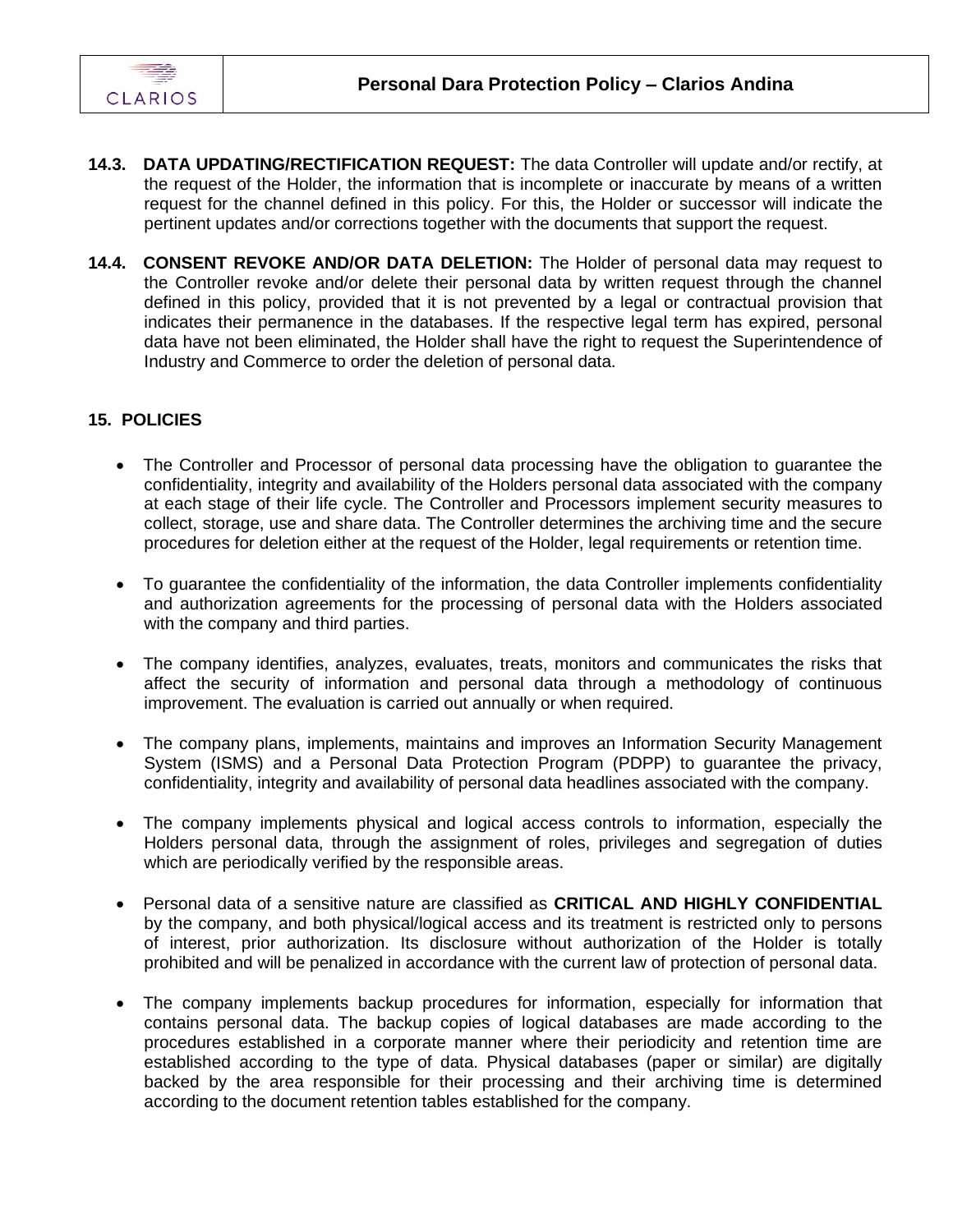**14.3. DATA UPDATING/RECTIFICATION REQUEST:** The data Controller will update and/or rectify, at the request of the Holder, the information that is incomplete or inaccurate by means of a written request for the channel defined in this policy. For this, the Holder or successor will indicate the pertinent updates and/or corrections together with the documents that support the request.

**14.4. CONSENT REVOKE AND/OR DATA DELETION:** The Holder of personal data may request to the Controller revoke and/or delete their personal data by written request through the channel defined in this policy, provided that it is not prevented by a legal or contractual provision that indicates their permanence in the databases. If the respective legal term has expired, personal data have not been eliminated, the Holder shall have the right to request the Superintendence of Industry and Commerce to order the deletion of personal data.

## 15. POLICIES

- The Controller and Processor of personal data processing have the obligation to guarantee the confidentiality, integrity and availability of the Holders personal data associated with the company at each stage of their life cycle. The Controller and Processors implement security measures to collect, storage, use and share data. The Controller determines the archiving time and the secure procedures for deletion either at the request of the Holder, legal requirements or retention time.

- To guarantee the confidentiality of the information, the data Controller implements confidentiality and authorization agreements for the processing of personal data with the Holders associated with the company and third parties.

- The company identifies, analyzes, evaluates, treats, monitors and communicates the risks that affect the security of information and personal data through a methodology of continuous improvement. The evaluation is carried out annually or when required.

- The company plans, implements, maintains and improves an Information Security Management System (ISMS) and a Personal Data Protection Program (PDPP) to guarantee the privacy, confidentiality, integrity and availability of personal data headlines associated with the company.

- The company implements physical and logical access controls to information, especially the Holders personal data, through the assignment of roles, privileges and segregation of duties which are periodically verified by the responsible areas.

- Personal data of a sensitive nature are classified as **CRITICAL AND HIGHLY CONFIDENTIAL** by the company, and both physical/logical access and its treatment is restricted only to persons of interest, prior authorization. Its disclosure without authorization of the Holder is totally prohibited and will be penalized in accordance with the current law of protection of personal data.

- The company implements backup procedures for information, especially for information that contains personal data. The backup copies of logical databases are made according to the procedures established in a corporate manner where their periodicity and retention time are established according to the type of data. Physical databases (paper or similar) are digitally backed by the area responsible for their processing and their archiving time is determined according to the document retention tables established for the company.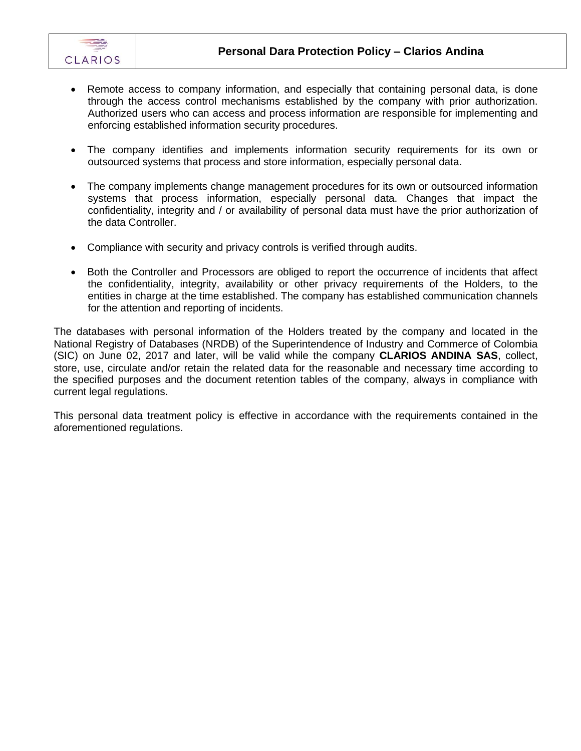- Remote access to company information, and especially that containing personal data, is done through the access control mechanisms established by the company with prior authorization. Authorized users who can access and process information are responsible for implementing and enforcing established information security procedures.

- The company identifies and implements information security requirements for its own or outsourced systems that process and store information, especially personal data.

- The company implements change management procedures for its own or outsourced information systems that process information, especially personal data. Changes that impact the confidentiality, integrity and / or availability of personal data must have the prior authorization of the data Controller.

- Compliance with security and privacy controls is verified through audits.

- Both the Controller and Processors are obliged to report the occurrence of incidents that affect the confidentiality, integrity, availability or other privacy requirements of the Holders, to the entities in charge at the time established. The company has established communication channels for the attention and reporting of incidents.

The databases with personal information of the Holders treated by the company and located in the National Registry of Databases (NRDB) of the Superintendence of Industry and Commerce of Colombia (SIC) on June 02, 2017 and later, will be valid while the company **CLARIOS ANDINA SAS**, collect, store, use, circulate and/or retain the related data for the reasonable and necessary time according to the specified purposes and the document retention tables of the company, always in compliance with current legal regulations.

This personal data treatment policy is effective in accordance with the requirements contained in the aforementioned regulations.